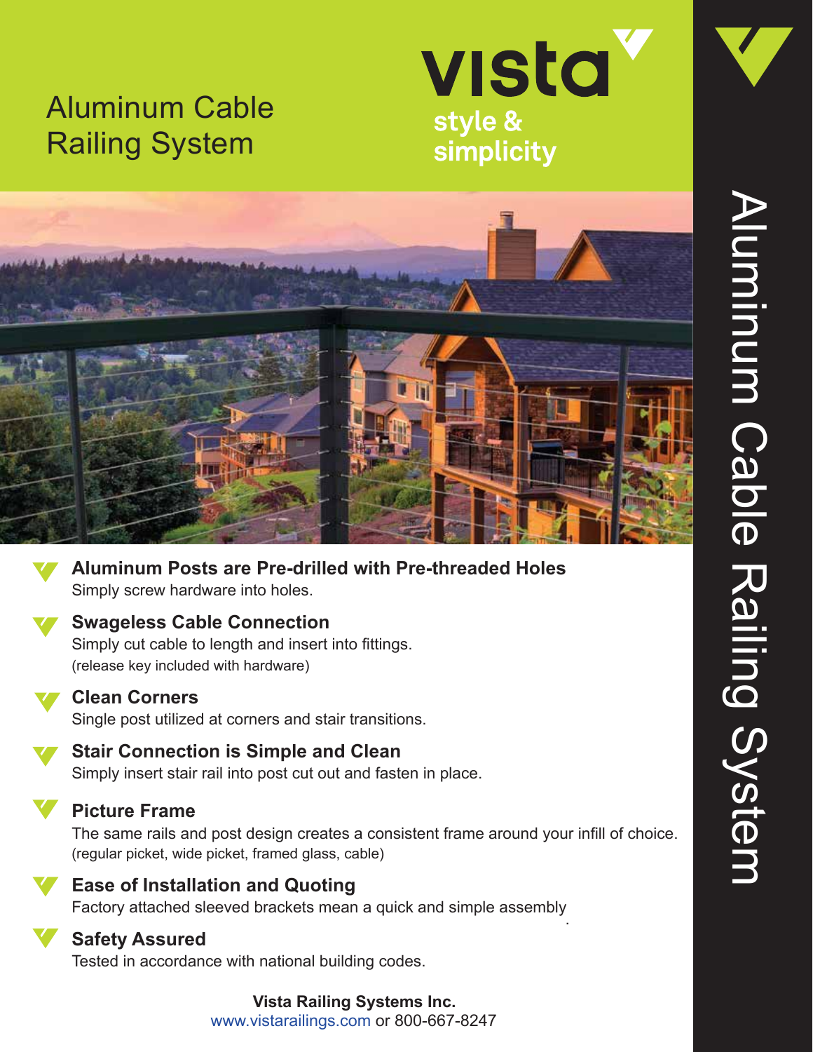# Aluminum Cable Railing System

**vista**

**style & simplicity**

Aluminum Cable Railing System

- **Aluminum Posts are Pre-drilled with Pre-threaded Holes**
  Simply screw hardware into holes.

- **Swageless Cable Connection**
  Simply cut cable to length and insert into fittings.
  (release key included with hardware)

- **Clean Corners**
  Single post utilized at corners and stair transitions.

- **Stair Connection is Simple and Clean**
  Simply insert stair rail into post cut out and fasten in place.

- **Picture Frame**
  The same rails and post design creates a consistent frame around your infill of choice.
  (regular picket, wide picket, framed glass, cable)

- **Ease of Installation and Quoting**
  Factory attached sleeved brackets mean a quick and simple assembly

- **Safety Assured**
  Tested in accordance with national building codes.

**Vista Railing Systems Inc.**
www.vistarailings.com or 800-667-8247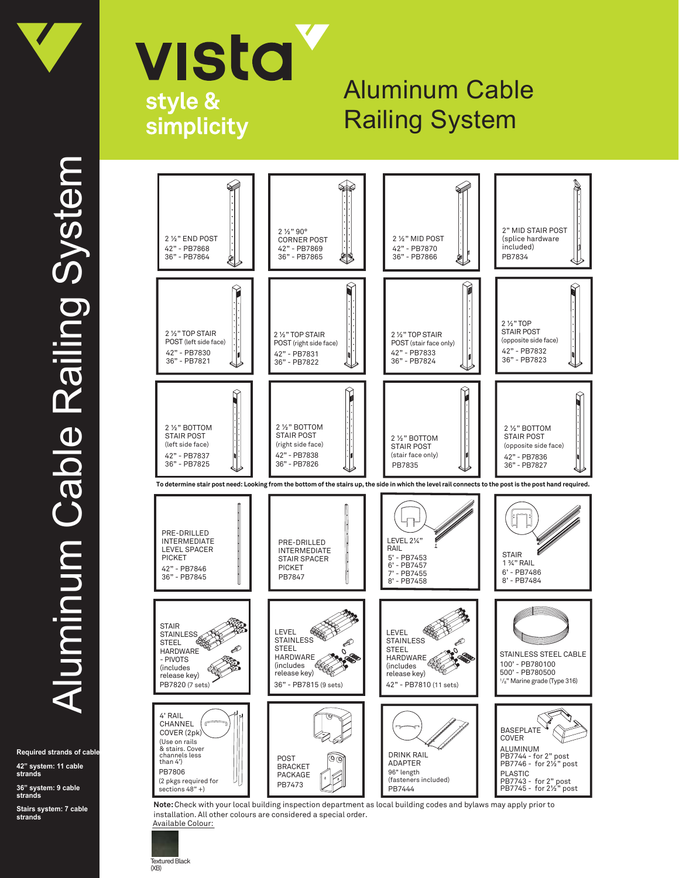# vista

**style & simplicity**

# Aluminum Cable Railing System

Aluminum Cable Railing System

2 ½" END POST
42" - PB7868
36" - PB7864

2 ½" 90° CORNER POST
42" - PB7869
36" - PB7865

2 ½" MID POST
42" - PB7870
36" - PB7866

2" MID STAIR POST (splice hardware included)
PB7834

2 ½" TOP STAIR POST (left side face)
42" - PB7830
36" - PB7821

2 ½" TOP STAIR POST (right side face)
42" - PB7831
36" - PB7822

2 ½" TOP STAIR POST (stair face only)
42" - PB7833
36" - PB7824

2 ½" TOP STAIR POST (opposite side face)
42" - PB7832
36" - PB7823

2 ½" BOTTOM STAIR POST (left side face)
42" - PB7837
36" - PB7825

2 ½" BOTTOM STAIR POST (right side face)
42" - PB7838
36" - PB7826

2 ½" BOTTOM STAIR POST (stair face only)
PB7835

2 ½" BOTTOM STAIR POST (opposite side face)
42" - PB7836
36" - PB7827

**To determine stair post need: Looking from the bottom of the stairs up, the side in which the level rail connects to the post is the post hand required.**

PRE-DRILLED INTERMEDIATE LEVEL SPACER PICKET
42" - PB7846
36" - PB7845

PRE-DRILLED INTERMEDIATE STAIR SPACER PICKET
PB7847

LEVEL 2¼" RAIL
5' - PB7453
6' - PB7457
7' - PB7455
8' - PB7458

STAIR 1 ¾" RAIL
6' - PB7486
8' - PB7484

STAIR STAINLESS STEEL HARDWARE - PIVOTS (includes release key)
PB7820 (7 sets)

LEVEL STAINLESS STEEL HARDWARE (includes release key)
36" - PB7815 (9 sets)

LEVEL STAINLESS STEEL HARDWARE (includes release key)
42" - PB7810 (11 sets)

STAINLESS STEEL CABLE
100' - PB780100
500' - PB780500
1/8" Marine grade (Type 316)

4' RAIL CHANNEL COVER (2pk)
(Use on rails & stairs. Cover channels less than 4')
PB7806
(2 pkgs required for sections 48" +)

POST BRACKET PACKAGE
PB7473

DRINK RAIL ADAPTER
96" length
(fasteners included)
PB7444

BASEPLATE COVER
ALUMINUM
PB7744 - for 2" post
PB7746 - for 2½" post
PLASTIC
PB7743 - for 2" post
PB7745 - for 2½" post

**Required strands of cable**

**42" system: 11 cable strands**

**36" system: 9 cable strands**

**Stairs system: 7 cable strands**

**Note:** Check with your local building inspection department as local building codes and bylaws may apply prior to installation. All other colours are considered a special order.

Available Colour:

Textured Black (XB)